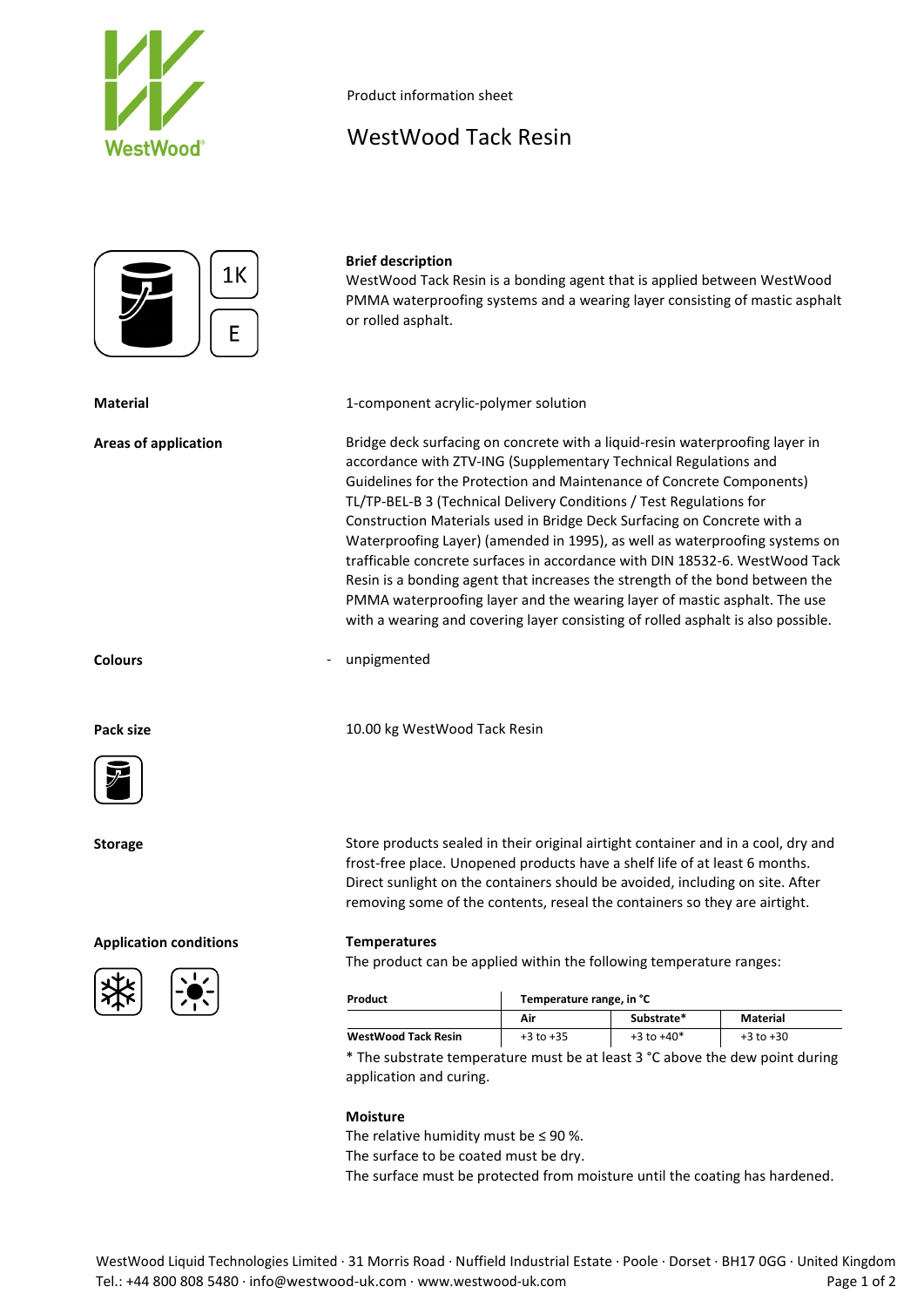Product information sheet

# WestWood Tack Resin

1K

E

**Brief description**

WestWood Tack Resin is a bonding agent that is applied between WestWood PMMA waterproofing systems and a wearing layer consisting of mastic asphalt or rolled asphalt.

**Material**

1-component acrylic-polymer solution

**Areas of application**

Bridge deck surfacing on concrete with a liquid-resin waterproofing layer in accordance with ZTV-ING (Supplementary Technical Regulations and Guidelines for the Protection and Maintenance of Concrete Components) TL/TP-BEL-B 3 (Technical Delivery Conditions / Test Regulations for Construction Materials used in Bridge Deck Surfacing on Concrete with a Waterproofing Layer) (amended in 1995), as well as waterproofing systems on trafficable concrete surfaces in accordance with DIN 18532-6. WestWood Tack Resin is a bonding agent that increases the strength of the bond between the PMMA waterproofing layer and the wearing layer of mastic asphalt. The use with a wearing and covering layer consisting of rolled asphalt is also possible.

**Colours**

- unpigmented

**Pack size**

10.00 kg WestWood Tack Resin

**Storage**

Store products sealed in their original airtight container and in a cool, dry and frost-free place. Unopened products have a shelf life of at least 6 months. Direct sunlight on the containers should be avoided, including on site. After removing some of the contents, reseal the containers so they are airtight.

**Application conditions**

**Temperatures**

The product can be applied within the following temperature ranges:

| Product | Temperature range, in °C | | |
|---|---|---|---|
| | Air | Substrate* | Material |
| WestWood Tack Resin | +3 to +35 | +3 to +40* | +3 to +30 |

* The substrate temperature must be at least 3 °C above the dew point during application and curing.

**Moisture**

The relative humidity must be ≤ 90 %.
The surface to be coated must be dry.
The surface must be protected from moisture until the coating has hardened.

WestWood Liquid Technologies Limited · 31 Morris Road · Nuffield Industrial Estate · Poole · Dorset · BH17 0GG · United Kingdom
Tel.: +44 800 808 5480 · info@westwood-uk.com · www.westwood-uk.com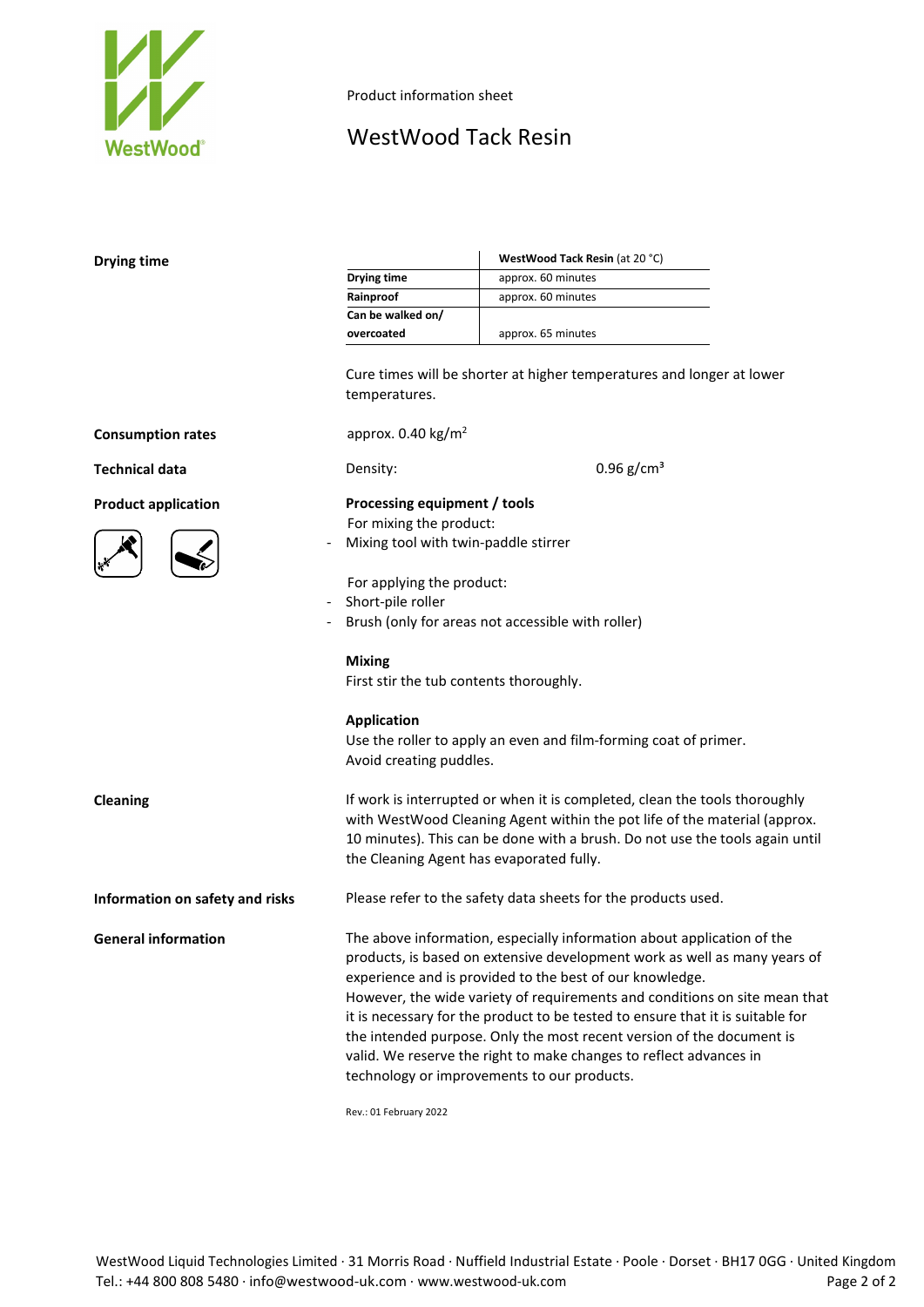Product information sheet

# WestWood Tack Resin

**Drying time**

| | **WestWood Tack Resin** (at 20 °C) |
|---|---|
| **Drying time** | approx. 60 minutes |
| **Rainproof** | approx. 60 minutes |
| **Can be walked on/ overcoated** | approx. 65 minutes |

Cure times will be shorter at higher temperatures and longer at lower temperatures.

**Consumption rates**

approx. 0.40 kg/m$^2$

**Technical data**

Density: 0.96 g/cm$^3$

**Product application**

**Processing equipment / tools**

For mixing the product:

- Mixing tool with twin-paddle stirrer

For applying the product:

- Short-pile roller
- Brush (only for areas not accessible with roller)

**Mixing**

First stir the tub contents thoroughly.

**Application**

Use the roller to apply an even and film-forming coat of primer.
Avoid creating puddles.

**Cleaning**

If work is interrupted or when it is completed, clean the tools thoroughly with WestWood Cleaning Agent within the pot life of the material (approx. 10 minutes). This can be done with a brush. Do not use the tools again until the Cleaning Agent has evaporated fully.

**Information on safety and risks**

Please refer to the safety data sheets for the products used.

**General information**

The above information, especially information about application of the products, is based on extensive development work as well as many years of experience and is provided to the best of our knowledge.
However, the wide variety of requirements and conditions on site mean that it is necessary for the product to be tested to ensure that it is suitable for the intended purpose. Only the most recent version of the document is valid. We reserve the right to make changes to reflect advances in technology or improvements to our products.

Rev.: 01 February 2022

WestWood Liquid Technologies Limited · 31 Morris Road · Nuffield Industrial Estate · Poole · Dorset · BH17 0GG · United Kingdom
Tel.: +44 800 808 5480 · info@westwood-uk.com · www.westwood-uk.com